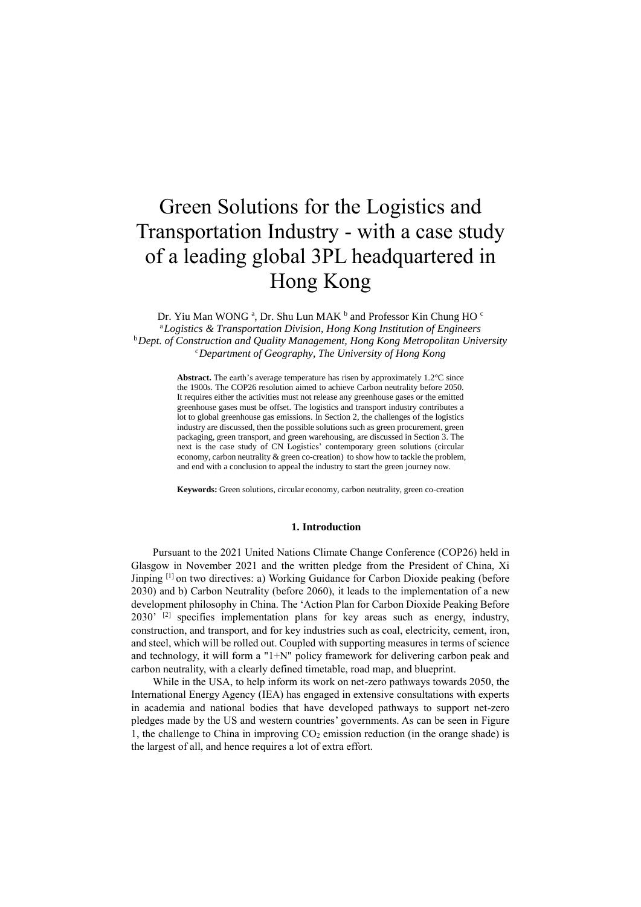# Green Solutions for the Logistics and Transportation Industry - with a case study of a leading global 3PL headquartered in Hong Kong

Dr. Yiu Man WONG [a], Dr. Shu Lun MAK [b] and Professor Kin Chung HO [c]

[a] *Logistics & Transportation Division, Hong Kong Institution of Engineers*
[b] *Dept. of Construction and Quality Management, Hong Kong Metropolitan University*
[c] *Department of Geography, The University of Hong Kong*

**Abstract.** The earth's average temperature has risen by approximately 1.2°C since the 1900s. The COP26 resolution aimed to achieve Carbon neutrality before 2050. It requires either the activities must not release any greenhouse gases or the emitted greenhouse gases must be offset. The logistics and transport industry contributes a lot to global greenhouse gas emissions. In Section 2, the challenges of the logistics industry are discussed, then the possible solutions such as green procurement, green packaging, green transport, and green warehousing, are discussed in Section 3. The next is the case study of CN Logistics' contemporary green solutions (circular economy, carbon neutrality & green co-creation) to show how to tackle the problem, and end with a conclusion to appeal the industry to start the green journey now.

**Keywords:** Green solutions, circular economy, carbon neutrality, green co-creation

## 1. Introduction

Pursuant to the 2021 United Nations Climate Change Conference (COP26) held in Glasgow in November 2021 and the written pledge from the President of China, Xi Jinping [1] on two directives: a) Working Guidance for Carbon Dioxide peaking (before 2030) and b) Carbon Neutrality (before 2060), it leads to the implementation of a new development philosophy in China. The 'Action Plan for Carbon Dioxide Peaking Before 2030' [2] specifies implementation plans for key areas such as energy, industry, construction, and transport, and for key industries such as coal, electricity, cement, iron, and steel, which will be rolled out. Coupled with supporting measures in terms of science and technology, it will form a "1+N" policy framework for delivering carbon peak and carbon neutrality, with a clearly defined timetable, road map, and blueprint.

While in the USA, to help inform its work on net-zero pathways towards 2050, the International Energy Agency (IEA) has engaged in extensive consultations with experts in academia and national bodies that have developed pathways to support net-zero pledges made by the US and western countries' governments. As can be seen in Figure 1, the challenge to China in improving $CO_2$ emission reduction (in the orange shade) is the largest of all, and hence requires a lot of extra effort.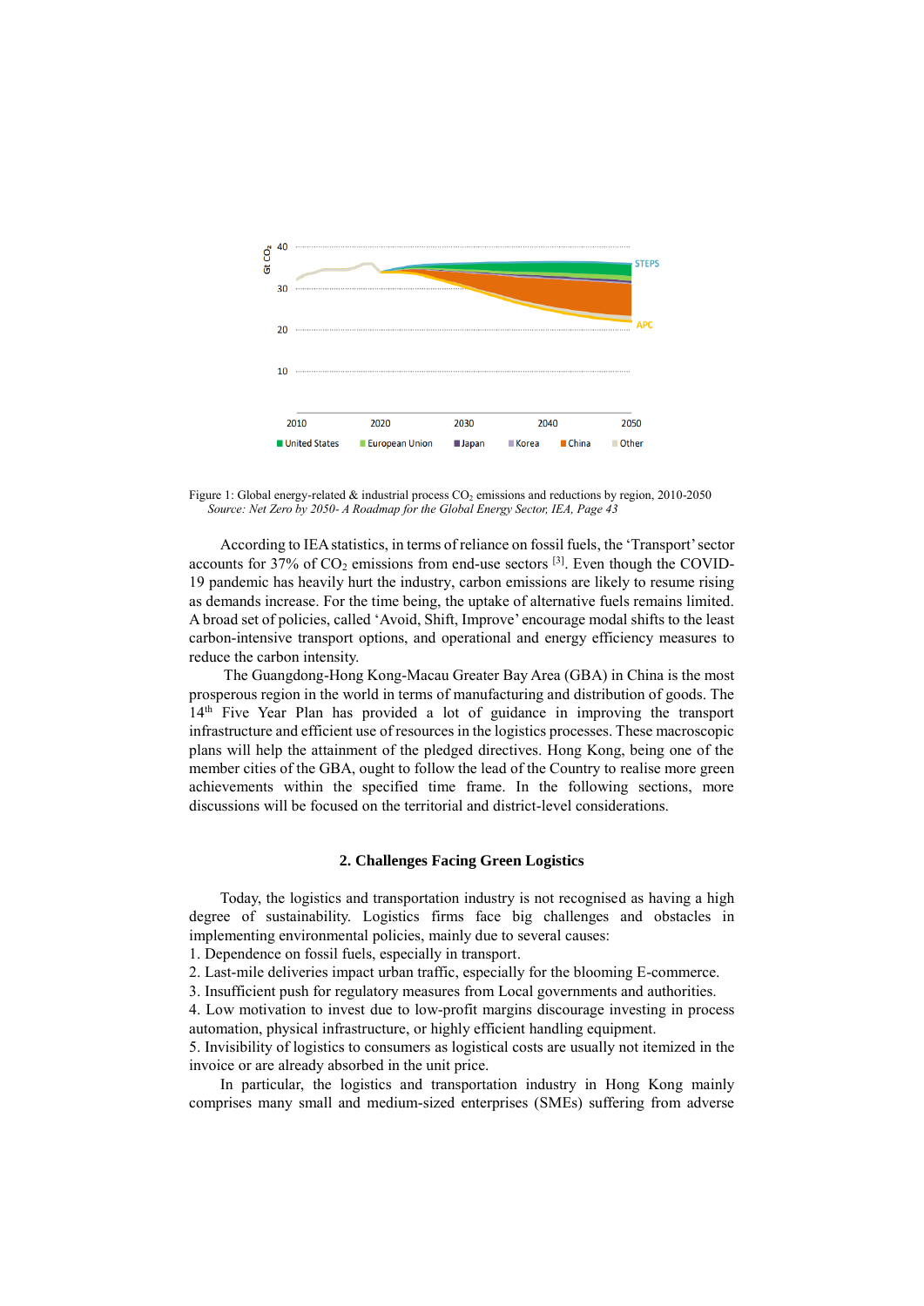Figure 1: Global energy-related & industrial process $CO_2$ emissions and reductions by region, 2010-2050
*Source: Net Zero by 2050- A Roadmap for the Global Energy Sector, IEA, Page 43*

According to IEA statistics, in terms of reliance on fossil fuels, the 'Transport' sector accounts for 37% of $CO_2$ emissions from end-use sectors [3]. Even though the COVID-19 pandemic has heavily hurt the industry, carbon emissions are likely to resume rising as demands increase. For the time being, the uptake of alternative fuels remains limited. A broad set of policies, called 'Avoid, Shift, Improve' encourage modal shifts to the least carbon-intensive transport options, and operational and energy efficiency measures to reduce the carbon intensity.

The Guangdong-Hong Kong-Macau Greater Bay Area (GBA) in China is the most prosperous region in the world in terms of manufacturing and distribution of goods. The 14th Five Year Plan has provided a lot of guidance in improving the transport infrastructure and efficient use of resources in the logistics processes. These macroscopic plans will help the attainment of the pledged directives. Hong Kong, being one of the member cities of the GBA, ought to follow the lead of the Country to realise more green achievements within the specified time frame. In the following sections, more discussions will be focused on the territorial and district-level considerations.

## 2. Challenges Facing Green Logistics

Today, the logistics and transportation industry is not recognised as having a high degree of sustainability. Logistics firms face big challenges and obstacles in implementing environmental policies, mainly due to several causes:

1. Dependence on fossil fuels, especially in transport.
2. Last-mile deliveries impact urban traffic, especially for the blooming E-commerce.
3. Insufficient push for regulatory measures from Local governments and authorities.
4. Low motivation to invest due to low-profit margins discourage investing in process automation, physical infrastructure, or highly efficient handling equipment.
5. Invisibility of logistics to consumers as logistical costs are usually not itemized in the invoice or are already absorbed in the unit price.

In particular, the logistics and transportation industry in Hong Kong mainly comprises many small and medium-sized enterprises (SMEs) suffering from adverse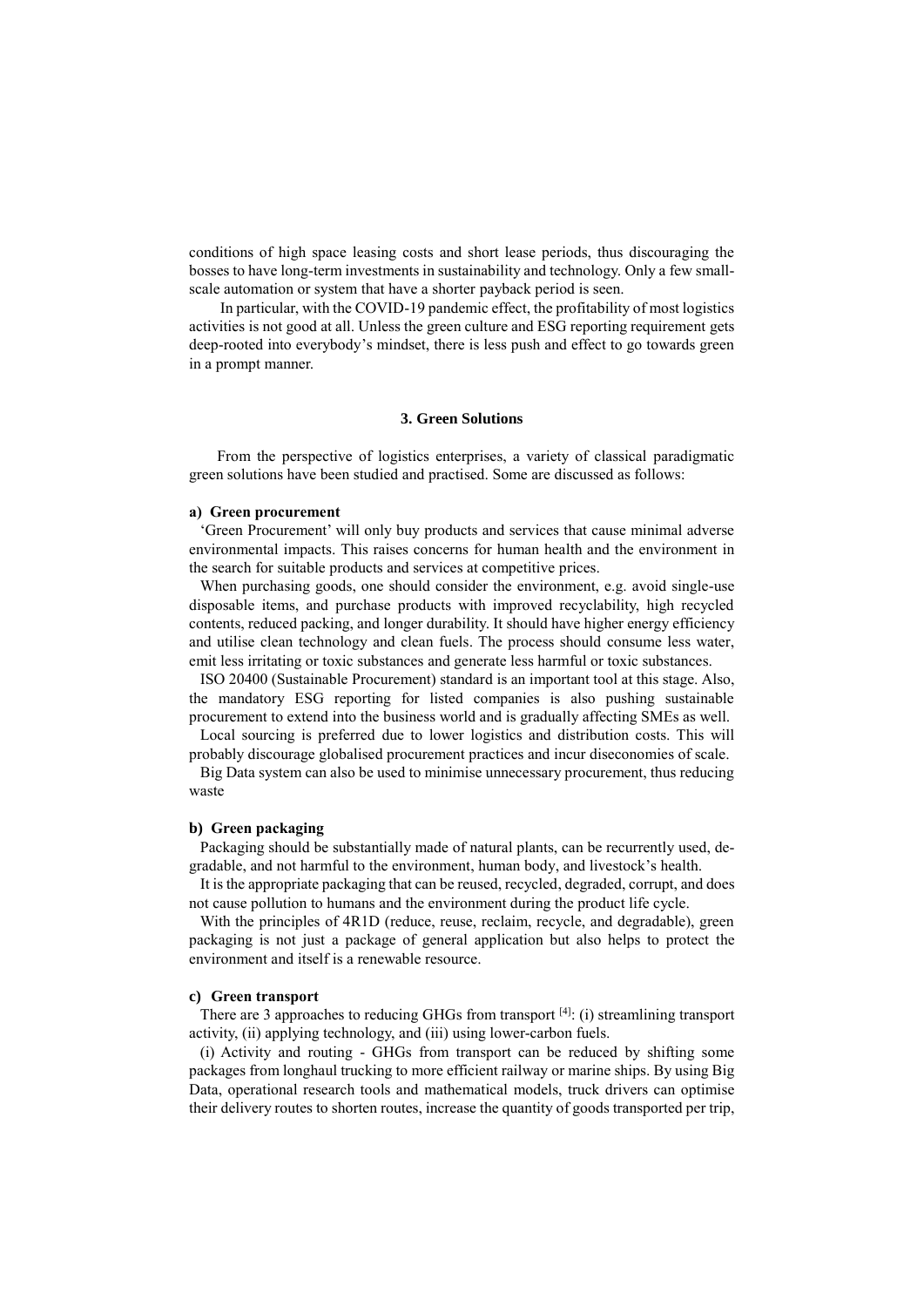conditions of high space leasing costs and short lease periods, thus discouraging the bosses to have long-term investments in sustainability and technology. Only a few small-scale automation or system that have a shorter payback period is seen.

In particular, with the COVID-19 pandemic effect, the profitability of most logistics activities is not good at all. Unless the green culture and ESG reporting requirement gets deep-rooted into everybody's mindset, there is less push and effect to go towards green in a prompt manner.

## 3. Green Solutions

From the perspective of logistics enterprises, a variety of classical paradigmatic green solutions have been studied and practised. Some are discussed as follows:

### a) Green procurement

'Green Procurement' will only buy products and services that cause minimal adverse environmental impacts. This raises concerns for human health and the environment in the search for suitable products and services at competitive prices.

When purchasing goods, one should consider the environment, e.g. avoid single-use disposable items, and purchase products with improved recyclability, high recycled contents, reduced packing, and longer durability. It should have higher energy efficiency and utilise clean technology and clean fuels. The process should consume less water, emit less irritating or toxic substances and generate less harmful or toxic substances.

ISO 20400 (Sustainable Procurement) standard is an important tool at this stage. Also, the mandatory ESG reporting for listed companies is also pushing sustainable procurement to extend into the business world and is gradually affecting SMEs as well.

Local sourcing is preferred due to lower logistics and distribution costs. This will probably discourage globalised procurement practices and incur diseconomies of scale.

Big Data system can also be used to minimise unnecessary procurement, thus reducing waste

### b) Green packaging

Packaging should be substantially made of natural plants, can be recurrently used, degradable, and not harmful to the environment, human body, and livestock's health.

It is the appropriate packaging that can be reused, recycled, degraded, corrupt, and does not cause pollution to humans and the environment during the product life cycle.

With the principles of 4R1D (reduce, reuse, reclaim, recycle, and degradable), green packaging is not just a package of general application but also helps to protect the environment and itself is a renewable resource.

### c) Green transport

There are 3 approaches to reducing GHGs from transport [4]: (i) streamlining transport activity, (ii) applying technology, and (iii) using lower-carbon fuels.

(i) Activity and routing - GHGs from transport can be reduced by shifting some packages from longhaul trucking to more efficient railway or marine ships. By using Big Data, operational research tools and mathematical models, truck drivers can optimise their delivery routes to shorten routes, increase the quantity of goods transported per trip,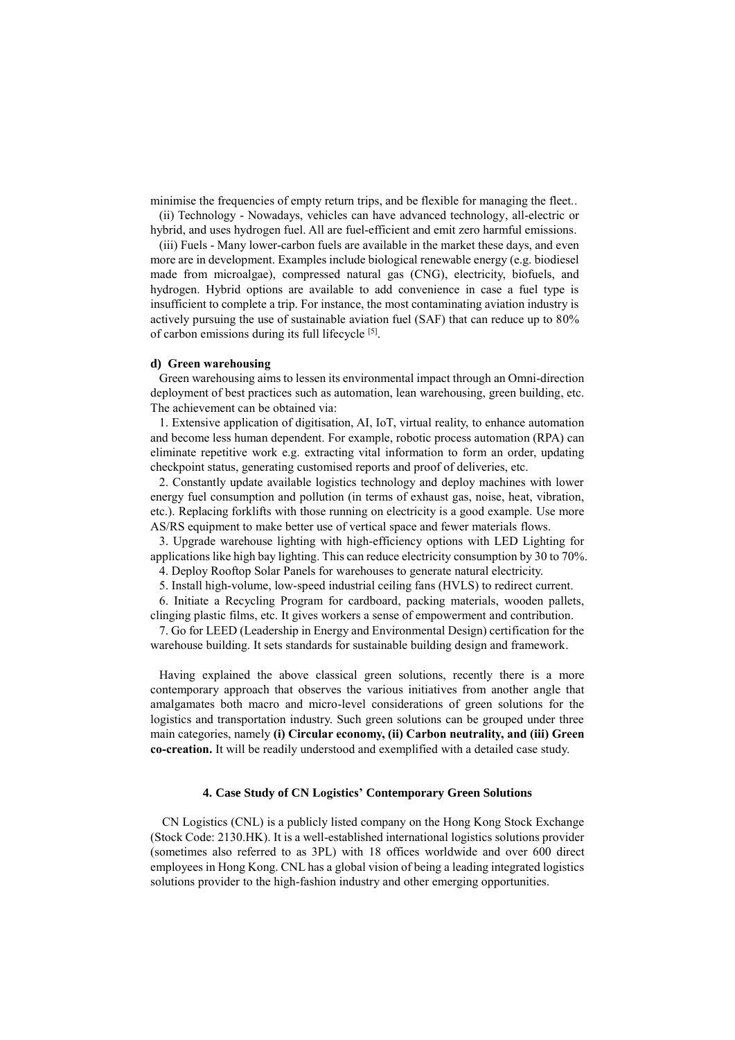minimise the frequencies of empty return trips, and be flexible for managing the fleet..

(ii) Technology - Nowadays, vehicles can have advanced technology, all-electric or hybrid, and uses hydrogen fuel. All are fuel-efficient and emit zero harmful emissions.

(iii) Fuels - Many lower-carbon fuels are available in the market these days, and even more are in development. Examples include biological renewable energy (e.g. biodiesel made from microalgae), compressed natural gas (CNG), electricity, biofuels, and hydrogen. Hybrid options are available to add convenience in case a fuel type is insufficient to complete a trip. For instance, the most contaminating aviation industry is actively pursuing the use of sustainable aviation fuel (SAF) that can reduce up to 80% of carbon emissions during its full lifecycle [5].

**d) Green warehousing**

Green warehousing aims to lessen its environmental impact through an Omni-direction deployment of best practices such as automation, lean warehousing, green building, etc. The achievement can be obtained via:

1. Extensive application of digitisation, AI, IoT, virtual reality, to enhance automation and become less human dependent. For example, robotic process automation (RPA) can eliminate repetitive work e.g. extracting vital information to form an order, updating checkpoint status, generating customised reports and proof of deliveries, etc.
2. Constantly update available logistics technology and deploy machines with lower energy fuel consumption and pollution (in terms of exhaust gas, noise, heat, vibration, etc.). Replacing forklifts with those running on electricity is a good example. Use more AS/RS equipment to make better use of vertical space and fewer materials flows.
3. Upgrade warehouse lighting with high-efficiency options with LED Lighting for applications like high bay lighting. This can reduce electricity consumption by 30 to 70%.
4. Deploy Rooftop Solar Panels for warehouses to generate natural electricity.
5. Install high-volume, low-speed industrial ceiling fans (HVLS) to redirect current.
6. Initiate a Recycling Program for cardboard, packing materials, wooden pallets, clinging plastic films, etc. It gives workers a sense of empowerment and contribution.
7. Go for LEED (Leadership in Energy and Environmental Design) certification for the warehouse building. It sets standards for sustainable building design and framework.

Having explained the above classical green solutions, recently there is a more contemporary approach that observes the various initiatives from another angle that amalgamates both macro and micro-level considerations of green solutions for the logistics and transportation industry. Such green solutions can be grouped under three main categories, namely **(i) Circular economy, (ii) Carbon neutrality, and (iii) Green co-creation.** It will be readily understood and exemplified with a detailed case study.

## 4. Case Study of CN Logistics' Contemporary Green Solutions

CN Logistics (CNL) is a publicly listed company on the Hong Kong Stock Exchange (Stock Code: 2130.HK). It is a well-established international logistics solutions provider (sometimes also referred to as 3PL) with 18 offices worldwide and over 600 direct employees in Hong Kong. CNL has a global vision of being a leading integrated logistics solutions provider to the high-fashion industry and other emerging opportunities.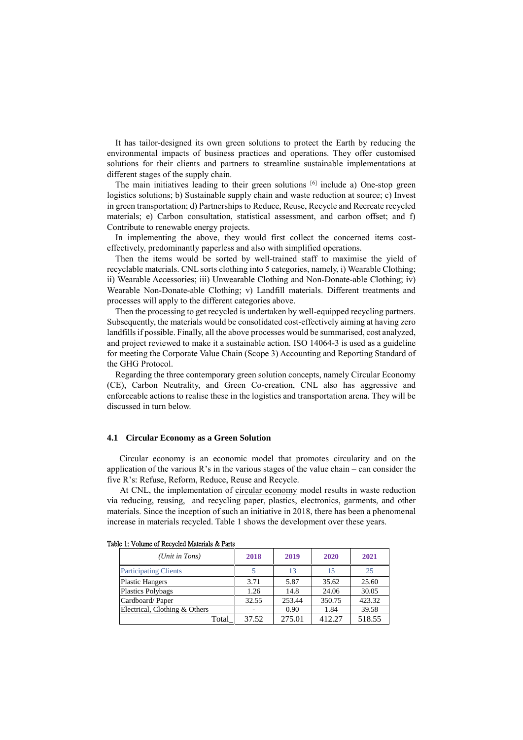It has tailor-designed its own green solutions to protect the Earth by reducing the environmental impacts of business practices and operations. They offer customised solutions for their clients and partners to streamline sustainable implementations at different stages of the supply chain.

The main initiatives leading to their green solutions [6] include a) One-stop green logistics solutions; b) Sustainable supply chain and waste reduction at source; c) Invest in green transportation; d) Partnerships to Reduce, Reuse, Recycle and Recreate recycled materials; e) Carbon consultation, statistical assessment, and carbon offset; and f) Contribute to renewable energy projects.

In implementing the above, they would first collect the concerned items cost-effectively, predominantly paperless and also with simplified operations.

Then the items would be sorted by well-trained staff to maximise the yield of recyclable materials. CNL sorts clothing into 5 categories, namely, i) Wearable Clothing; ii) Wearable Accessories; iii) Unwearable Clothing and Non-Donate-able Clothing; iv) Wearable Non-Donate-able Clothing; v) Landfill materials. Different treatments and processes will apply to the different categories above.

Then the processing to get recycled is undertaken by well-equipped recycling partners. Subsequently, the materials would be consolidated cost-effectively aiming at having zero landfills if possible. Finally, all the above processes would be summarised, cost analyzed, and project reviewed to make it a sustainable action. ISO 14064-3 is used as a guideline for meeting the Corporate Value Chain (Scope 3) Accounting and Reporting Standard of the GHG Protocol.

Regarding the three contemporary green solution concepts, namely Circular Economy (CE), Carbon Neutrality, and Green Co-creation, CNL also has aggressive and enforceable actions to realise these in the logistics and transportation arena. They will be discussed in turn below.

## 4.1 Circular Economy as a Green Solution

Circular economy is an economic model that promotes circularity and on the application of the various R's in the various stages of the value chain – can consider the five R's: Refuse, Reform, Reduce, Reuse and Recycle.

At CNL, the implementation of circular economy model results in waste reduction via reducing, reusing, and recycling paper, plastics, electronics, garments, and other materials. Since the inception of such an initiative in 2018, there has been a phenomenal increase in materials recycled. Table 1 shows the development over these years.

Table 1: Volume of Recycled Materials & Parts

| *(Unit in Tons)* | **2018** | **2019** | **2020** | **2021** |
|---|---|---|---|---|
| Participating Clients | 5 | 13 | 15 | 25 |
| Plastic Hangers | 3.71 | 5.87 | 35.62 | 25.60 |
| Plastics Polybags | 1.26 | 14.8 | 24.06 | 30.05 |
| Cardboard/ Paper | 32.55 | 253.44 | 350.75 | 423.32 |
| Electrical, Clothing & Others | - | 0.90 | 1.84 | 39.58 |
| Total | 37.52 | 275.01 | 412.27 | 518.55 |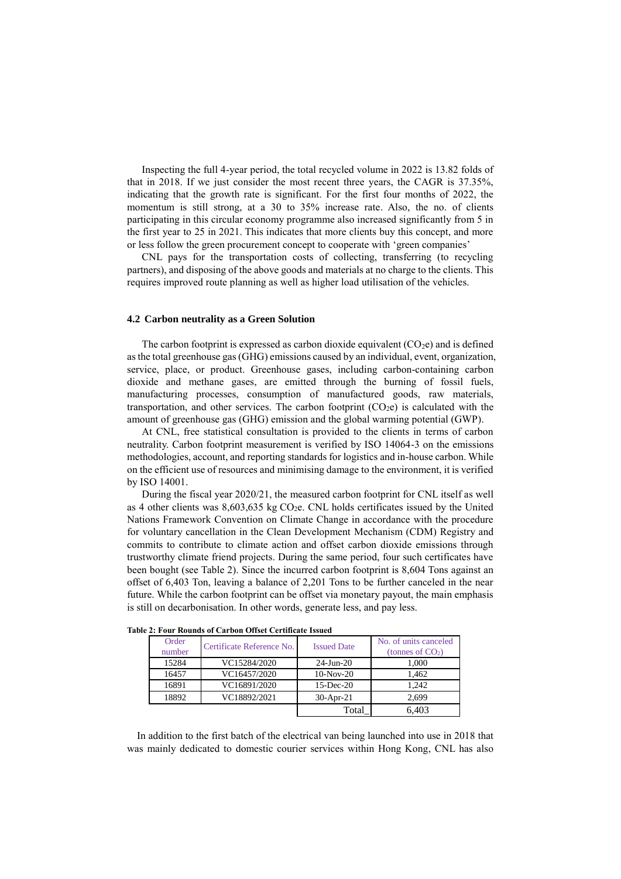Inspecting the full 4-year period, the total recycled volume in 2022 is 13.82 folds of that in 2018. If we just consider the most recent three years, the CAGR is 37.35%, indicating that the growth rate is significant. For the first four months of 2022, the momentum is still strong, at a 30 to 35% increase rate. Also, the no. of clients participating in this circular economy programme also increased significantly from 5 in the first year to 25 in 2021. This indicates that more clients buy this concept, and more or less follow the green procurement concept to cooperate with 'green companies'

CNL pays for the transportation costs of collecting, transferring (to recycling partners), and disposing of the above goods and materials at no charge to the clients. This requires improved route planning as well as higher load utilisation of the vehicles.

### 4.2 Carbon neutrality as a Green Solution

The carbon footprint is expressed as carbon dioxide equivalent ($CO_2e$) and is defined as the total greenhouse gas (GHG) emissions caused by an individual, event, organization, service, place, or product. Greenhouse gases, including carbon-containing carbon dioxide and methane gases, are emitted through the burning of fossil fuels, manufacturing processes, consumption of manufactured goods, raw materials, transportation, and other services. The carbon footprint ($CO_2e$) is calculated with the amount of greenhouse gas (GHG) emission and the global warming potential (GWP).

At CNL, free statistical consultation is provided to the clients in terms of carbon neutrality. Carbon footprint measurement is verified by ISO 14064-3 on the emissions methodologies, account, and reporting standards for logistics and in-house carbon. While on the efficient use of resources and minimising damage to the environment, it is verified by ISO 14001.

During the fiscal year 2020/21, the measured carbon footprint for CNL itself as well as 4 other clients was 8,603,635 kg $CO_2e$. CNL holds certificates issued by the United Nations Framework Convention on Climate Change in accordance with the procedure for voluntary cancellation in the Clean Development Mechanism (CDM) Registry and commits to contribute to climate action and offset carbon dioxide emissions through trustworthy climate friend projects. During the same period, four such certificates have been bought (see Table 2). Since the incurred carbon footprint is 8,604 Tons against an offset of 6,403 Ton, leaving a balance of 2,201 Tons to be further canceled in the near future. While the carbon footprint can be offset via monetary payout, the main emphasis is still on decarbonisation. In other words, generate less, and pay less.

**Table 2: Four Rounds of Carbon Offset Certificate Issued**

| Order number | Certificate Reference No. | Issued Date | No. of units canceled (tonnes of $CO_2$) |
|---|---|---|---|
| 15284 | VC15284/2020 | 24-Jun-20 | 1,000 |
| 16457 | VC16457/2020 | 10-Nov-20 | 1,462 |
| 16891 | VC16891/2020 | 15-Dec-20 | 1,242 |
| 18892 | VC18892/2021 | 30-Apr-21 | 2,699 |
| | | Total_ | 6,403 |

In addition to the first batch of the electrical van being launched into use in 2018 that was mainly dedicated to domestic courier services within Hong Kong, CNL has also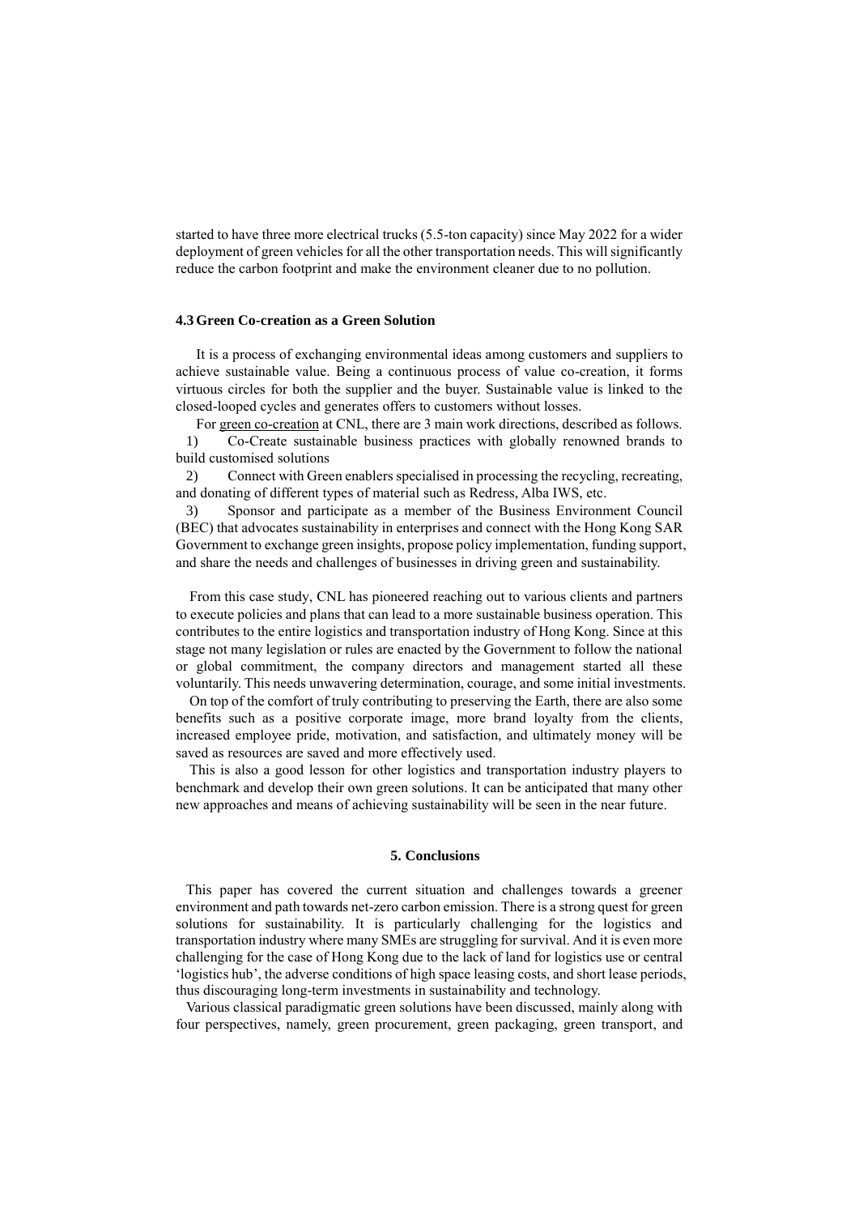started to have three more electrical trucks (5.5-ton capacity) since May 2022 for a wider deployment of green vehicles for all the other transportation needs. This will significantly reduce the carbon footprint and make the environment cleaner due to no pollution.

### 4.3 Green Co-creation as a Green Solution

It is a process of exchanging environmental ideas among customers and suppliers to achieve sustainable value. Being a continuous process of value co-creation, it forms virtuous circles for both the supplier and the buyer. Sustainable value is linked to the closed-looped cycles and generates offers to customers without losses.

For green co-creation at CNL, there are 3 main work directions, described as follows.

1) Co-Create sustainable business practices with globally renowned brands to build customised solutions
2) Connect with Green enablers specialised in processing the recycling, recreating, and donating of different types of material such as Redress, Alba IWS, etc.
3) Sponsor and participate as a member of the Business Environment Council (BEC) that advocates sustainability in enterprises and connect with the Hong Kong SAR Government to exchange green insights, propose policy implementation, funding support, and share the needs and challenges of businesses in driving green and sustainability.

From this case study, CNL has pioneered reaching out to various clients and partners to execute policies and plans that can lead to a more sustainable business operation. This contributes to the entire logistics and transportation industry of Hong Kong. Since at this stage not many legislation or rules are enacted by the Government to follow the national or global commitment, the company directors and management started all these voluntarily. This needs unwavering determination, courage, and some initial investments.

On top of the comfort of truly contributing to preserving the Earth, there are also some benefits such as a positive corporate image, more brand loyalty from the clients, increased employee pride, motivation, and satisfaction, and ultimately money will be saved as resources are saved and more effectively used.

This is also a good lesson for other logistics and transportation industry players to benchmark and develop their own green solutions. It can be anticipated that many other new approaches and means of achieving sustainability will be seen in the near future.

## 5. Conclusions

This paper has covered the current situation and challenges towards a greener environment and path towards net-zero carbon emission. There is a strong quest for green solutions for sustainability. It is particularly challenging for the logistics and transportation industry where many SMEs are struggling for survival. And it is even more challenging for the case of Hong Kong due to the lack of land for logistics use or central 'logistics hub', the adverse conditions of high space leasing costs, and short lease periods, thus discouraging long-term investments in sustainability and technology.

Various classical paradigmatic green solutions have been discussed, mainly along with four perspectives, namely, green procurement, green packaging, green transport, and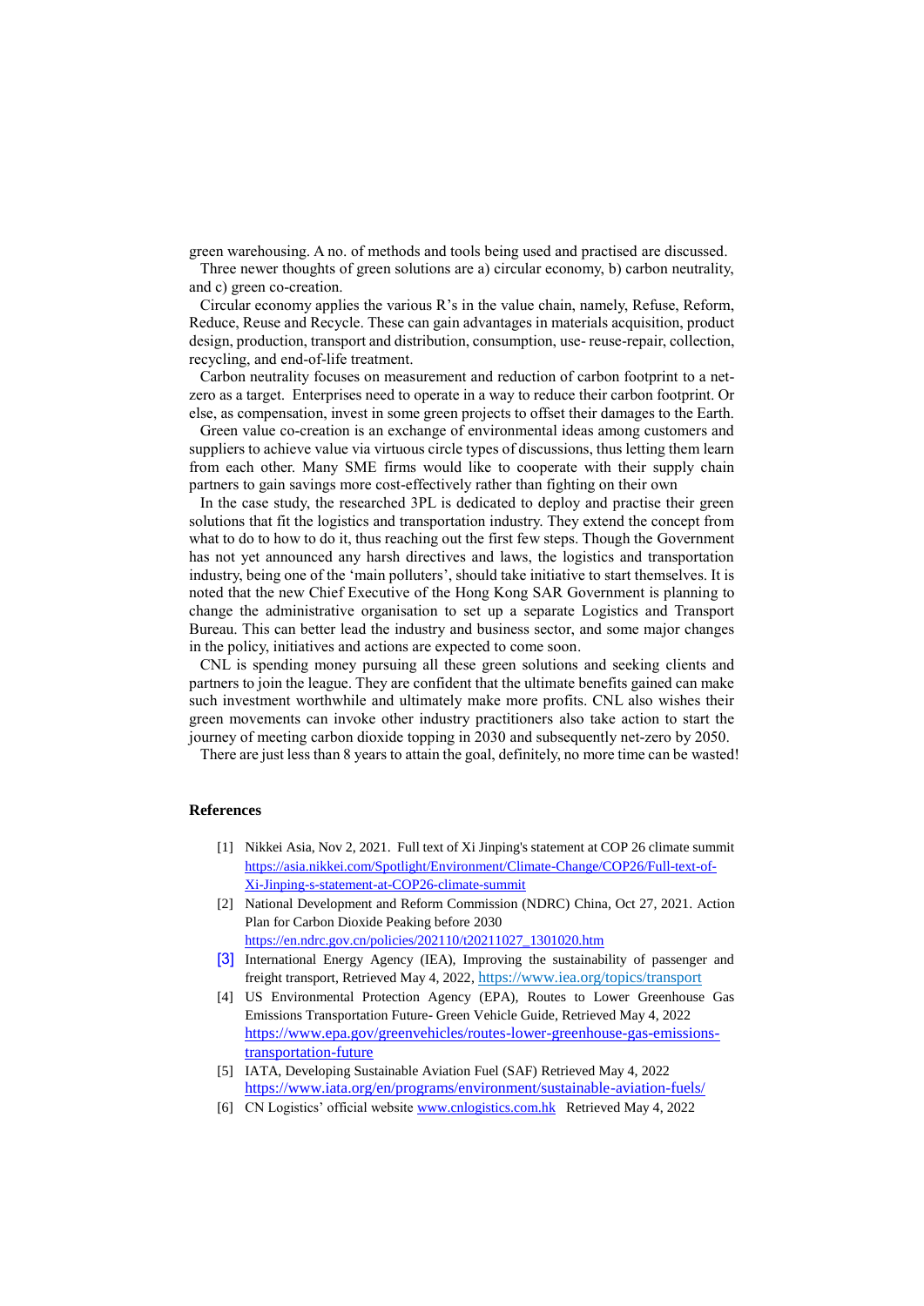green warehousing. A no. of methods and tools being used and practised are discussed.

Three newer thoughts of green solutions are a) circular economy, b) carbon neutrality, and c) green co-creation.

Circular economy applies the various R's in the value chain, namely, Refuse, Reform, Reduce, Reuse and Recycle. These can gain advantages in materials acquisition, product design, production, transport and distribution, consumption, use- reuse-repair, collection, recycling, and end-of-life treatment.

Carbon neutrality focuses on measurement and reduction of carbon footprint to a net-zero as a target. Enterprises need to operate in a way to reduce their carbon footprint. Or else, as compensation, invest in some green projects to offset their damages to the Earth.

Green value co-creation is an exchange of environmental ideas among customers and suppliers to achieve value via virtuous circle types of discussions, thus letting them learn from each other. Many SME firms would like to cooperate with their supply chain partners to gain savings more cost-effectively rather than fighting on their own

In the case study, the researched 3PL is dedicated to deploy and practise their green solutions that fit the logistics and transportation industry. They extend the concept from what to do to how to do it, thus reaching out the first few steps. Though the Government has not yet announced any harsh directives and laws, the logistics and transportation industry, being one of the 'main polluters', should take initiative to start themselves. It is noted that the new Chief Executive of the Hong Kong SAR Government is planning to change the administrative organisation to set up a separate Logistics and Transport Bureau. This can better lead the industry and business sector, and some major changes in the policy, initiatives and actions are expected to come soon.

CNL is spending money pursuing all these green solutions and seeking clients and partners to join the league. They are confident that the ultimate benefits gained can make such investment worthwhile and ultimately make more profits. CNL also wishes their green movements can invoke other industry practitioners also take action to start the journey of meeting carbon dioxide topping in 2030 and subsequently net-zero by 2050.

There are just less than 8 years to attain the goal, definitely, no more time can be wasted!

## References

[1] Nikkei Asia, Nov 2, 2021. Full text of Xi Jinping's statement at COP 26 climate summit https://asia.nikkei.com/Spotlight/Environment/Climate-Change/COP26/Full-text-of-Xi-Jinping-s-statement-at-COP26-climate-summit

[2] National Development and Reform Commission (NDRC) China, Oct 27, 2021. Action Plan for Carbon Dioxide Peaking before 2030 https://en.ndrc.gov.cn/policies/202110/t20211027_1301020.htm

[3] International Energy Agency (IEA), Improving the sustainability of passenger and freight transport, Retrieved May 4, 2022, https://www.iea.org/topics/transport

[4] US Environmental Protection Agency (EPA), Routes to Lower Greenhouse Gas Emissions Transportation Future- Green Vehicle Guide, Retrieved May 4, 2022 https://www.epa.gov/greenvehicles/routes-lower-greenhouse-gas-emissions-transportation-future

[5] IATA, Developing Sustainable Aviation Fuel (SAF) Retrieved May 4, 2022 https://www.iata.org/en/programs/environment/sustainable-aviation-fuels/

[6] CN Logistics' official website www.cnlogistics.com.hk Retrieved May 4, 2022